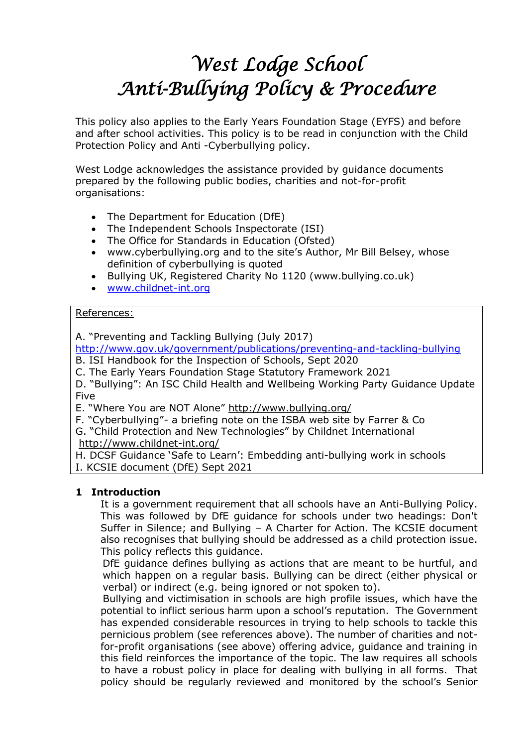# West Lodge School
# Anti-Bullying Policy & Procedure

This policy also applies to the Early Years Foundation Stage (EYFS) and before and after school activities. This policy is to be read in conjunction with the Child Protection Policy and Anti -Cyberbullying policy.

West Lodge acknowledges the assistance provided by guidance documents prepared by the following public bodies, charities and not-for-profit organisations:

- The Department for Education (DfE)
- The Independent Schools Inspectorate (ISI)
- The Office for Standards in Education (Ofsted)
- www.cyberbullying.org and to the site's Author, Mr Bill Belsey, whose definition of cyberbullying is quoted
- Bullying UK, Registered Charity No 1120 (www.bullying.co.uk)
- www.childnet-int.org

References:

A. "Preventing and Tackling Bullying (July 2017) http://www.gov.uk/government/publications/preventing-and-tackling-bullying
B. ISI Handbook for the Inspection of Schools, Sept 2020
C. The Early Years Foundation Stage Statutory Framework 2021
D. "Bullying": An ISC Child Health and Wellbeing Working Party Guidance Update Five
E. "Where You are NOT Alone" http://www.bullying.org/
F. "Cyberbullying"- a briefing note on the ISBA web site by Farrer & Co
G. "Child Protection and New Technologies" by Childnet International http://www.childnet-int.org/
H. DCSF Guidance 'Safe to Learn': Embedding anti-bullying work in schools
I. KCSIE document (DfE) Sept 2021

## 1 Introduction

It is a government requirement that all schools have an Anti-Bullying Policy. This was followed by DfE guidance for schools under two headings: Don't Suffer in Silence; and Bullying – A Charter for Action. The KCSIE document also recognises that bullying should be addressed as a child protection issue. This policy reflects this guidance.

DfE guidance defines bullying as actions that are meant to be hurtful, and which happen on a regular basis. Bullying can be direct (either physical or verbal) or indirect (e.g. being ignored or not spoken to).

Bullying and victimisation in schools are high profile issues, which have the potential to inflict serious harm upon a school's reputation. The Government has expended considerable resources in trying to help schools to tackle this pernicious problem (see references above). The number of charities and not-for-profit organisations (see above) offering advice, guidance and training in this field reinforces the importance of the topic. The law requires all schools to have a robust policy in place for dealing with bullying in all forms. That policy should be regularly reviewed and monitored by the school's Senior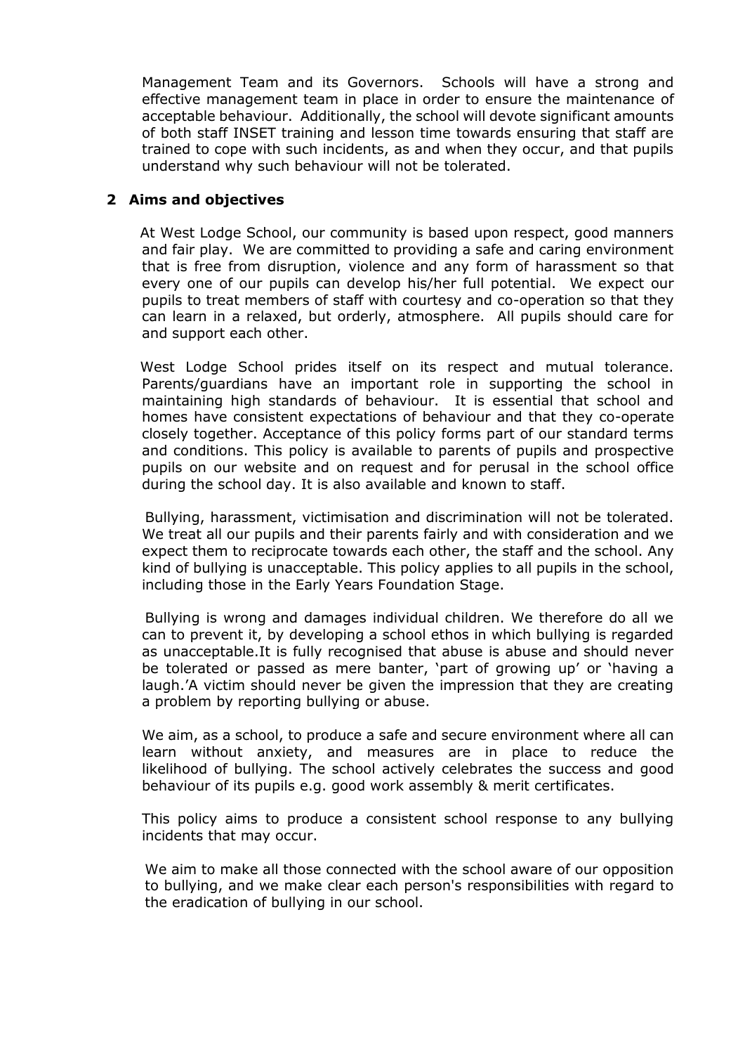Management Team and its Governors. Schools will have a strong and effective management team in place in order to ensure the maintenance of acceptable behaviour. Additionally, the school will devote significant amounts of both staff INSET training and lesson time towards ensuring that staff are trained to cope with such incidents, as and when they occur, and that pupils understand why such behaviour will not be tolerated.

## 2 Aims and objectives

At West Lodge School, our community is based upon respect, good manners and fair play. We are committed to providing a safe and caring environment that is free from disruption, violence and any form of harassment so that every one of our pupils can develop his/her full potential. We expect our pupils to treat members of staff with courtesy and co-operation so that they can learn in a relaxed, but orderly, atmosphere. All pupils should care for and support each other.

West Lodge School prides itself on its respect and mutual tolerance. Parents/guardians have an important role in supporting the school in maintaining high standards of behaviour. It is essential that school and homes have consistent expectations of behaviour and that they co-operate closely together. Acceptance of this policy forms part of our standard terms and conditions. This policy is available to parents of pupils and prospective pupils on our website and on request and for perusal in the school office during the school day. It is also available and known to staff.

Bullying, harassment, victimisation and discrimination will not be tolerated. We treat all our pupils and their parents fairly and with consideration and we expect them to reciprocate towards each other, the staff and the school. Any kind of bullying is unacceptable. This policy applies to all pupils in the school, including those in the Early Years Foundation Stage.

Bullying is wrong and damages individual children. We therefore do all we can to prevent it, by developing a school ethos in which bullying is regarded as unacceptable.It is fully recognised that abuse is abuse and should never be tolerated or passed as mere banter, 'part of growing up' or 'having a laugh.'A victim should never be given the impression that they are creating a problem by reporting bullying or abuse.

We aim, as a school, to produce a safe and secure environment where all can learn without anxiety, and measures are in place to reduce the likelihood of bullying. The school actively celebrates the success and good behaviour of its pupils e.g. good work assembly & merit certificates.

This policy aims to produce a consistent school response to any bullying incidents that may occur.

We aim to make all those connected with the school aware of our opposition to bullying, and we make clear each person's responsibilities with regard to the eradication of bullying in our school.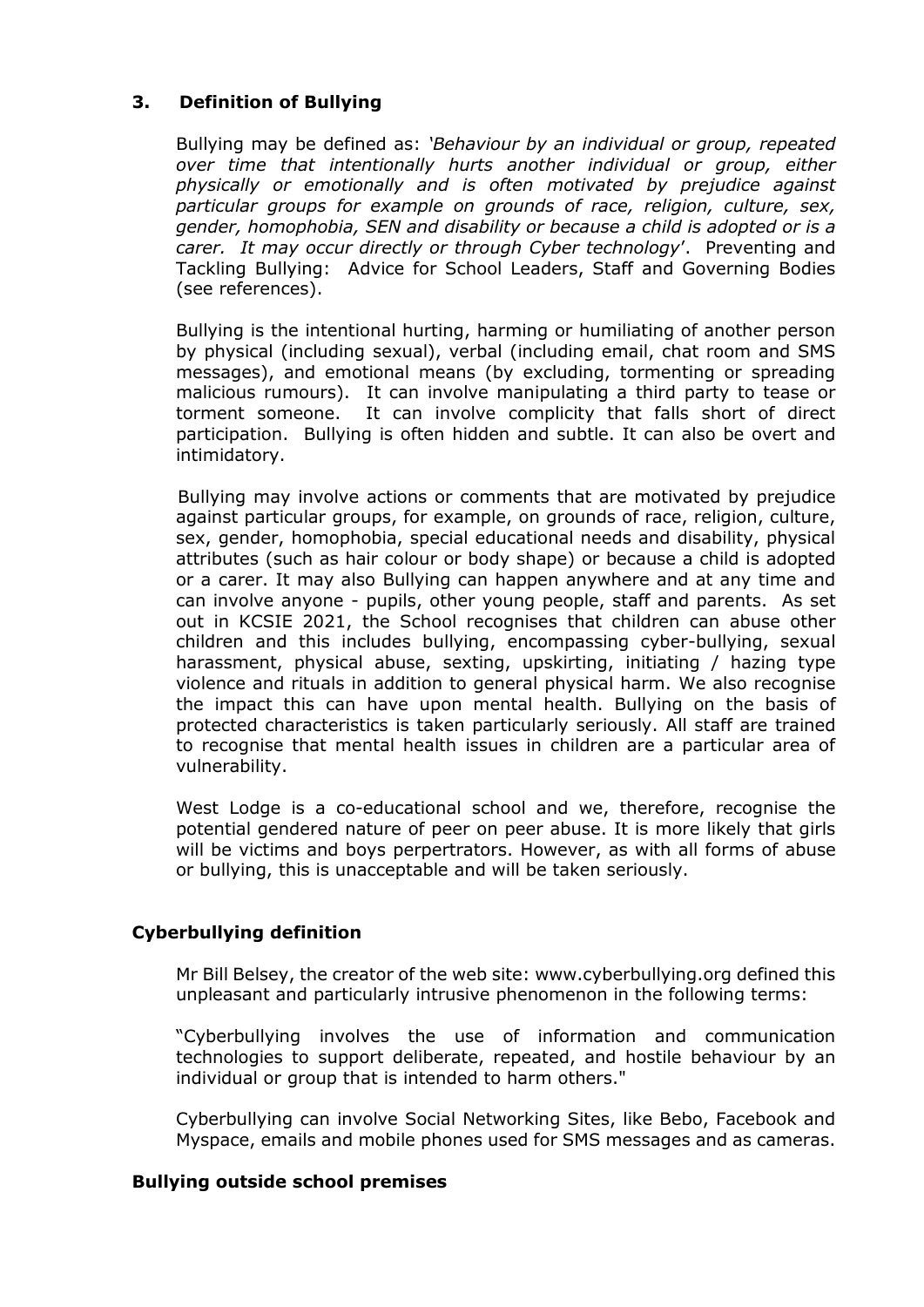## 3. Definition of Bullying

Bullying may be defined as: *'Behaviour by an individual or group, repeated over time that intentionally hurts another individual or group, either physically or emotionally and is often motivated by prejudice against particular groups for example on grounds of race, religion, culture, sex, gender, homophobia, SEN and disability or because a child is adopted or is a carer. It may occur directly or through Cyber technology*'. Preventing and Tackling Bullying: Advice for School Leaders, Staff and Governing Bodies (see references).

Bullying is the intentional hurting, harming or humiliating of another person by physical (including sexual), verbal (including email, chat room and SMS messages), and emotional means (by excluding, tormenting or spreading malicious rumours). It can involve manipulating a third party to tease or torment someone. It can involve complicity that falls short of direct participation. Bullying is often hidden and subtle. It can also be overt and intimidatory.

Bullying may involve actions or comments that are motivated by prejudice against particular groups, for example, on grounds of race, religion, culture, sex, gender, homophobia, special educational needs and disability, physical attributes (such as hair colour or body shape) or because a child is adopted or a carer. It may also Bullying can happen anywhere and at any time and can involve anyone - pupils, other young people, staff and parents. As set out in KCSIE 2021, the School recognises that children can abuse other children and this includes bullying, encompassing cyber-bullying, sexual harassment, physical abuse, sexting, upskirting, initiating / hazing type violence and rituals in addition to general physical harm. We also recognise the impact this can have upon mental health. Bullying on the basis of protected characteristics is taken particularly seriously. All staff are trained to recognise that mental health issues in children are a particular area of vulnerability.

West Lodge is a co-educational school and we, therefore, recognise the potential gendered nature of peer on peer abuse. It is more likely that girls will be victims and boys perpertrators. However, as with all forms of abuse or bullying, this is unacceptable and will be taken seriously.

### Cyberbullying definition

Mr Bill Belsey, the creator of the web site: www.cyberbullying.org defined this unpleasant and particularly intrusive phenomenon in the following terms:

"Cyberbullying involves the use of information and communication technologies to support deliberate, repeated, and hostile behaviour by an individual or group that is intended to harm others."

Cyberbullying can involve Social Networking Sites, like Bebo, Facebook and Myspace, emails and mobile phones used for SMS messages and as cameras.

### Bullying outside school premises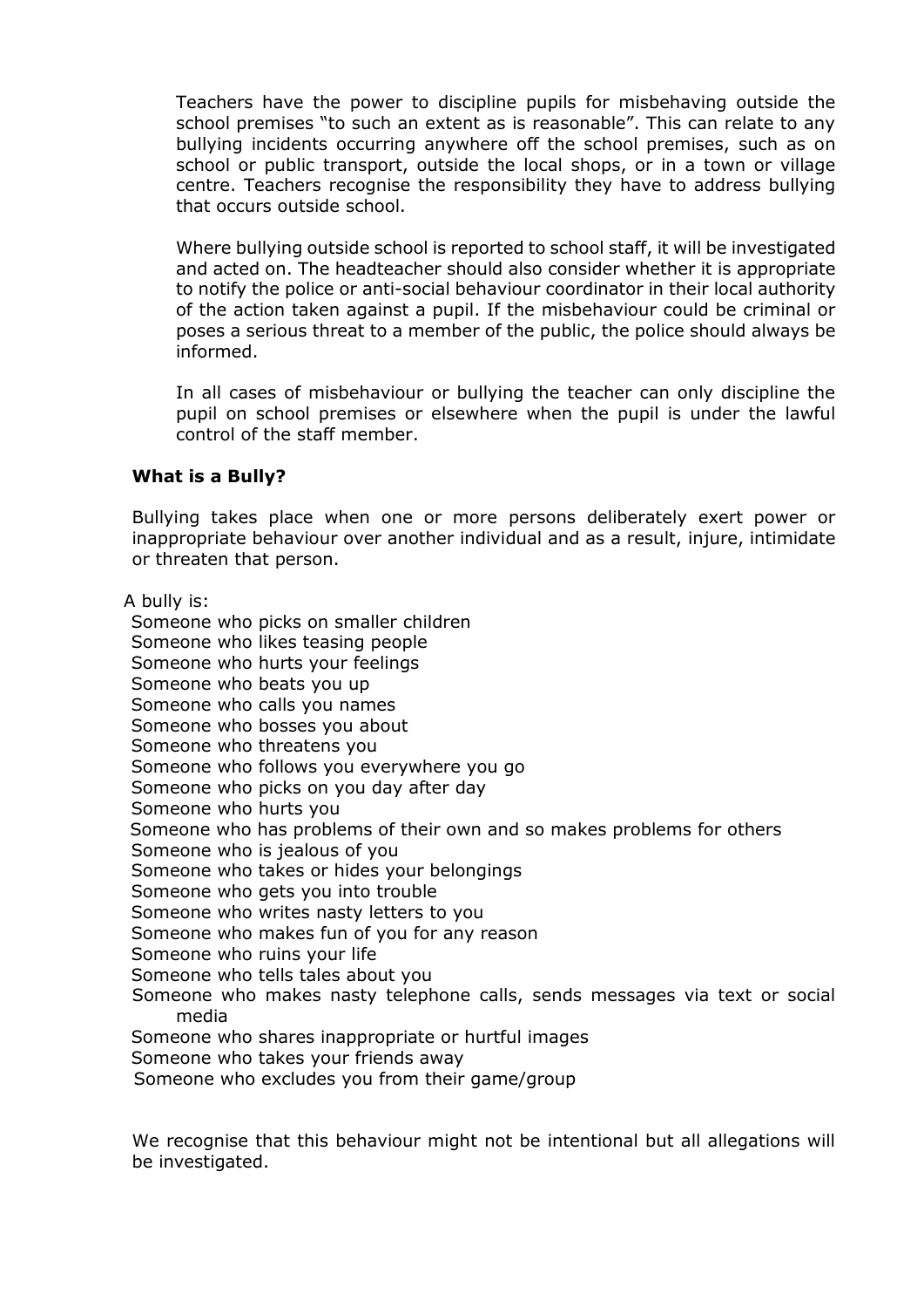Teachers have the power to discipline pupils for misbehaving outside the school premises "to such an extent as is reasonable". This can relate to any bullying incidents occurring anywhere off the school premises, such as on school or public transport, outside the local shops, or in a town or village centre. Teachers recognise the responsibility they have to address bullying that occurs outside school.

Where bullying outside school is reported to school staff, it will be investigated and acted on. The headteacher should also consider whether it is appropriate to notify the police or anti-social behaviour coordinator in their local authority of the action taken against a pupil. If the misbehaviour could be criminal or poses a serious threat to a member of the public, the police should always be informed.

In all cases of misbehaviour or bullying the teacher can only discipline the pupil on school premises or elsewhere when the pupil is under the lawful control of the staff member.

**What is a Bully?**

Bullying takes place when one or more persons deliberately exert power or inappropriate behaviour over another individual and as a result, injure, intimidate or threaten that person.

A bully is:

Someone who picks on smaller children
Someone who likes teasing people
Someone who hurts your feelings
Someone who beats you up
Someone who calls you names
Someone who bosses you about
Someone who threatens you
Someone who follows you everywhere you go
Someone who picks on you day after day
Someone who hurts you
Someone who has problems of their own and so makes problems for others
Someone who is jealous of you
Someone who takes or hides your belongings
Someone who gets you into trouble
Someone who writes nasty letters to you
Someone who makes fun of you for any reason
Someone who ruins your life
Someone who tells tales about you
Someone who makes nasty telephone calls, sends messages via text or social media
Someone who shares inappropriate or hurtful images
Someone who takes your friends away
Someone who excludes you from their game/group

We recognise that this behaviour might not be intentional but all allegations will be investigated.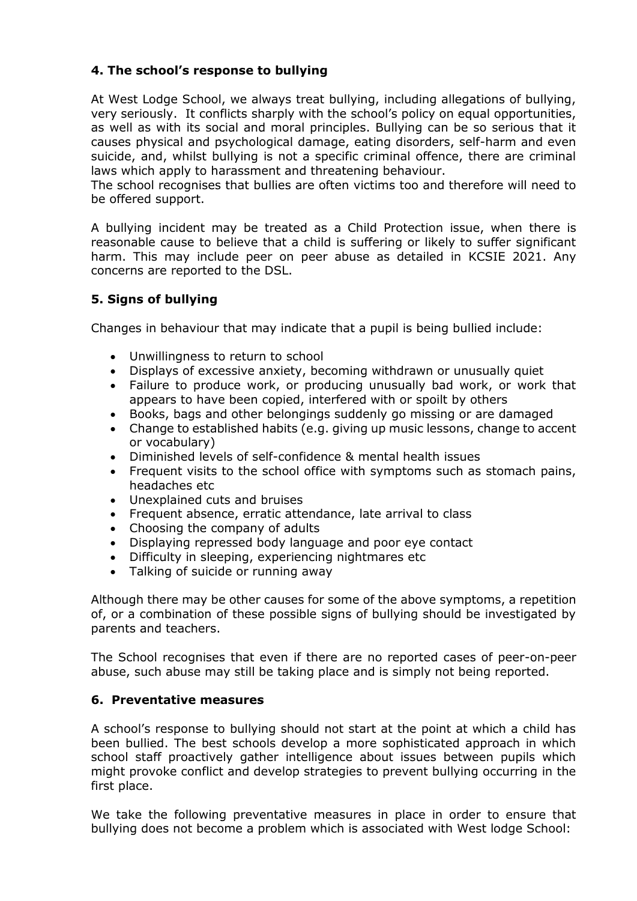## 4. The school's response to bullying

At West Lodge School, we always treat bullying, including allegations of bullying, very seriously. It conflicts sharply with the school's policy on equal opportunities, as well as with its social and moral principles. Bullying can be so serious that it causes physical and psychological damage, eating disorders, self-harm and even suicide, and, whilst bullying is not a specific criminal offence, there are criminal laws which apply to harassment and threatening behaviour.

The school recognises that bullies are often victims too and therefore will need to be offered support.

A bullying incident may be treated as a Child Protection issue, when there is reasonable cause to believe that a child is suffering or likely to suffer significant harm. This may include peer on peer abuse as detailed in KCSIE 2021. Any concerns are reported to the DSL.

## 5. Signs of bullying

Changes in behaviour that may indicate that a pupil is being bullied include:

- Unwillingness to return to school
- Displays of excessive anxiety, becoming withdrawn or unusually quiet
- Failure to produce work, or producing unusually bad work, or work that appears to have been copied, interfered with or spoilt by others
- Books, bags and other belongings suddenly go missing or are damaged
- Change to established habits (e.g. giving up music lessons, change to accent or vocabulary)
- Diminished levels of self-confidence & mental health issues
- Frequent visits to the school office with symptoms such as stomach pains, headaches etc
- Unexplained cuts and bruises
- Frequent absence, erratic attendance, late arrival to class
- Choosing the company of adults
- Displaying repressed body language and poor eye contact
- Difficulty in sleeping, experiencing nightmares etc
- Talking of suicide or running away

Although there may be other causes for some of the above symptoms, a repetition of, or a combination of these possible signs of bullying should be investigated by parents and teachers.

The School recognises that even if there are no reported cases of peer-on-peer abuse, such abuse may still be taking place and is simply not being reported.

## 6. Preventative measures

A school's response to bullying should not start at the point at which a child has been bullied. The best schools develop a more sophisticated approach in which school staff proactively gather intelligence about issues between pupils which might provoke conflict and develop strategies to prevent bullying occurring in the first place.

We take the following preventative measures in place in order to ensure that bullying does not become a problem which is associated with West lodge School: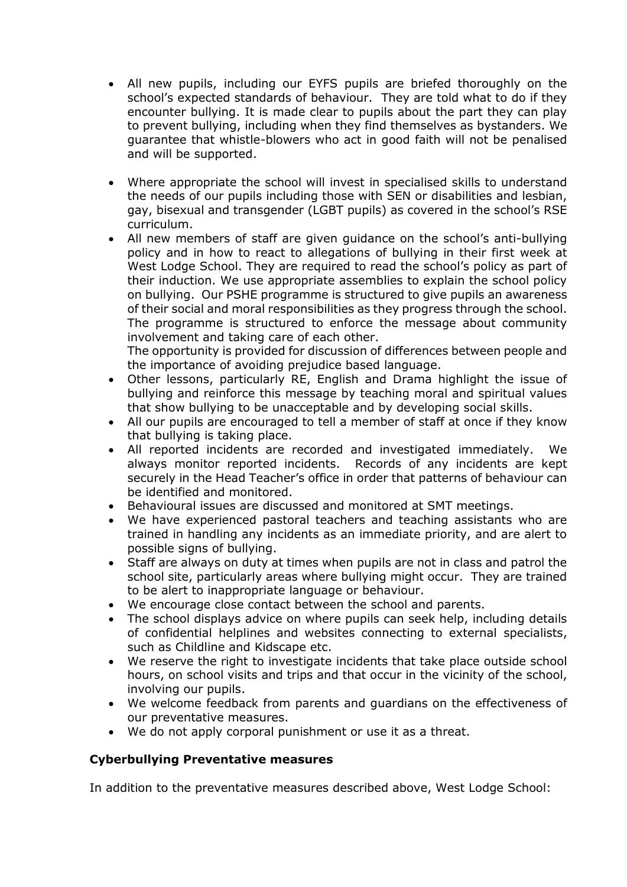- All new pupils, including our EYFS pupils are briefed thoroughly on the school's expected standards of behaviour. They are told what to do if they encounter bullying. It is made clear to pupils about the part they can play to prevent bullying, including when they find themselves as bystanders. We guarantee that whistle-blowers who act in good faith will not be penalised and will be supported.

- Where appropriate the school will invest in specialised skills to understand the needs of our pupils including those with SEN or disabilities and lesbian, gay, bisexual and transgender (LGBT pupils) as covered in the school's RSE curriculum.
- All new members of staff are given guidance on the school's anti-bullying policy and in how to react to allegations of bullying in their first week at West Lodge School. They are required to read the school's policy as part of their induction. We use appropriate assemblies to explain the school policy on bullying. Our PSHE programme is structured to give pupils an awareness of their social and moral responsibilities as they progress through the school. The programme is structured to enforce the message about community involvement and taking care of each other.
  The opportunity is provided for discussion of differences between people and the importance of avoiding prejudice based language.
- Other lessons, particularly RE, English and Drama highlight the issue of bullying and reinforce this message by teaching moral and spiritual values that show bullying to be unacceptable and by developing social skills.
- All our pupils are encouraged to tell a member of staff at once if they know that bullying is taking place.
- All reported incidents are recorded and investigated immediately. We always monitor reported incidents. Records of any incidents are kept securely in the Head Teacher's office in order that patterns of behaviour can be identified and monitored.
- Behavioural issues are discussed and monitored at SMT meetings.
- We have experienced pastoral teachers and teaching assistants who are trained in handling any incidents as an immediate priority, and are alert to possible signs of bullying.
- Staff are always on duty at times when pupils are not in class and patrol the school site, particularly areas where bullying might occur. They are trained to be alert to inappropriate language or behaviour.
- We encourage close contact between the school and parents.
- The school displays advice on where pupils can seek help, including details of confidential helplines and websites connecting to external specialists, such as Childline and Kidscape etc.
- We reserve the right to investigate incidents that take place outside school hours, on school visits and trips and that occur in the vicinity of the school, involving our pupils.
- We welcome feedback from parents and guardians on the effectiveness of our preventative measures.
- We do not apply corporal punishment or use it as a threat.

**Cyberbullying Preventative measures**

In addition to the preventative measures described above, West Lodge School: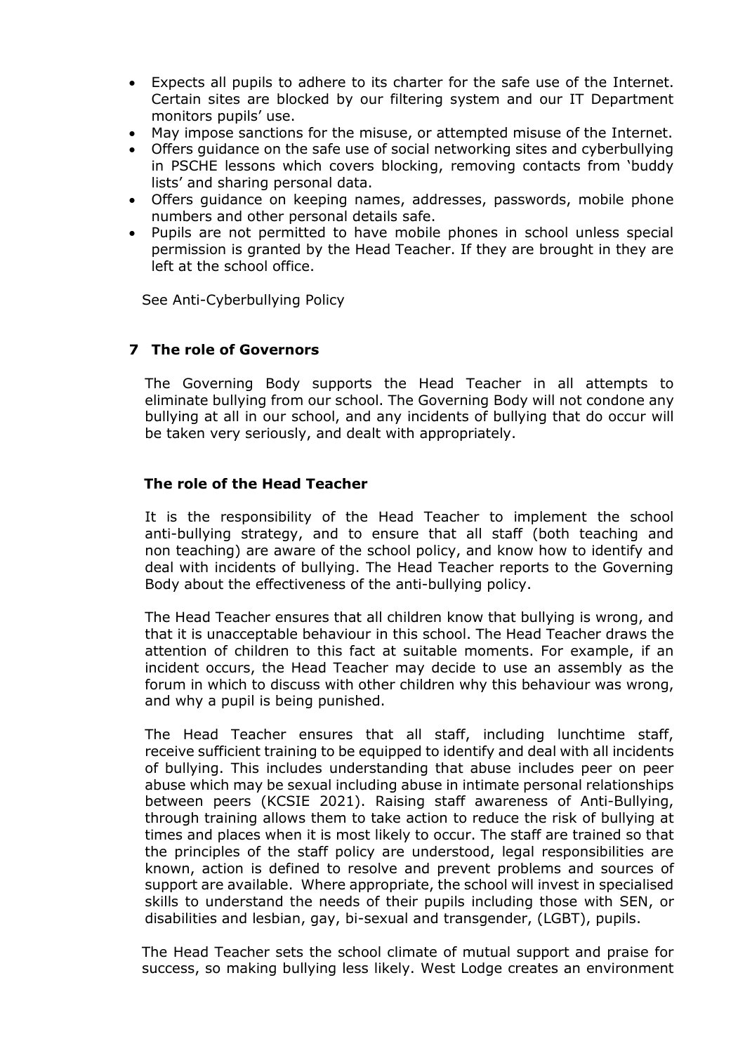- Expects all pupils to adhere to its charter for the safe use of the Internet. Certain sites are blocked by our filtering system and our IT Department monitors pupils' use.
- May impose sanctions for the misuse, or attempted misuse of the Internet.
- Offers guidance on the safe use of social networking sites and cyberbullying in PSCHE lessons which covers blocking, removing contacts from 'buddy lists' and sharing personal data.
- Offers guidance on keeping names, addresses, passwords, mobile phone numbers and other personal details safe.
- Pupils are not permitted to have mobile phones in school unless special permission is granted by the Head Teacher. If they are brought in they are left at the school office.

See Anti-Cyberbullying Policy

## 7 The role of Governors

The Governing Body supports the Head Teacher in all attempts to eliminate bullying from our school. The Governing Body will not condone any bullying at all in our school, and any incidents of bullying that do occur will be taken very seriously, and dealt with appropriately.

## The role of the Head Teacher

It is the responsibility of the Head Teacher to implement the school anti-bullying strategy, and to ensure that all staff (both teaching and non teaching) are aware of the school policy, and know how to identify and deal with incidents of bullying. The Head Teacher reports to the Governing Body about the effectiveness of the anti-bullying policy.

The Head Teacher ensures that all children know that bullying is wrong, and that it is unacceptable behaviour in this school. The Head Teacher draws the attention of children to this fact at suitable moments. For example, if an incident occurs, the Head Teacher may decide to use an assembly as the forum in which to discuss with other children why this behaviour was wrong, and why a pupil is being punished.

The Head Teacher ensures that all staff, including lunchtime staff, receive sufficient training to be equipped to identify and deal with all incidents of bullying. This includes understanding that abuse includes peer on peer abuse which may be sexual including abuse in intimate personal relationships between peers (KCSIE 2021). Raising staff awareness of Anti-Bullying, through training allows them to take action to reduce the risk of bullying at times and places when it is most likely to occur. The staff are trained so that the principles of the staff policy are understood, legal responsibilities are known, action is defined to resolve and prevent problems and sources of support are available. Where appropriate, the school will invest in specialised skills to understand the needs of their pupils including those with SEN, or disabilities and lesbian, gay, bi-sexual and transgender, (LGBT), pupils.

The Head Teacher sets the school climate of mutual support and praise for success, so making bullying less likely. West Lodge creates an environment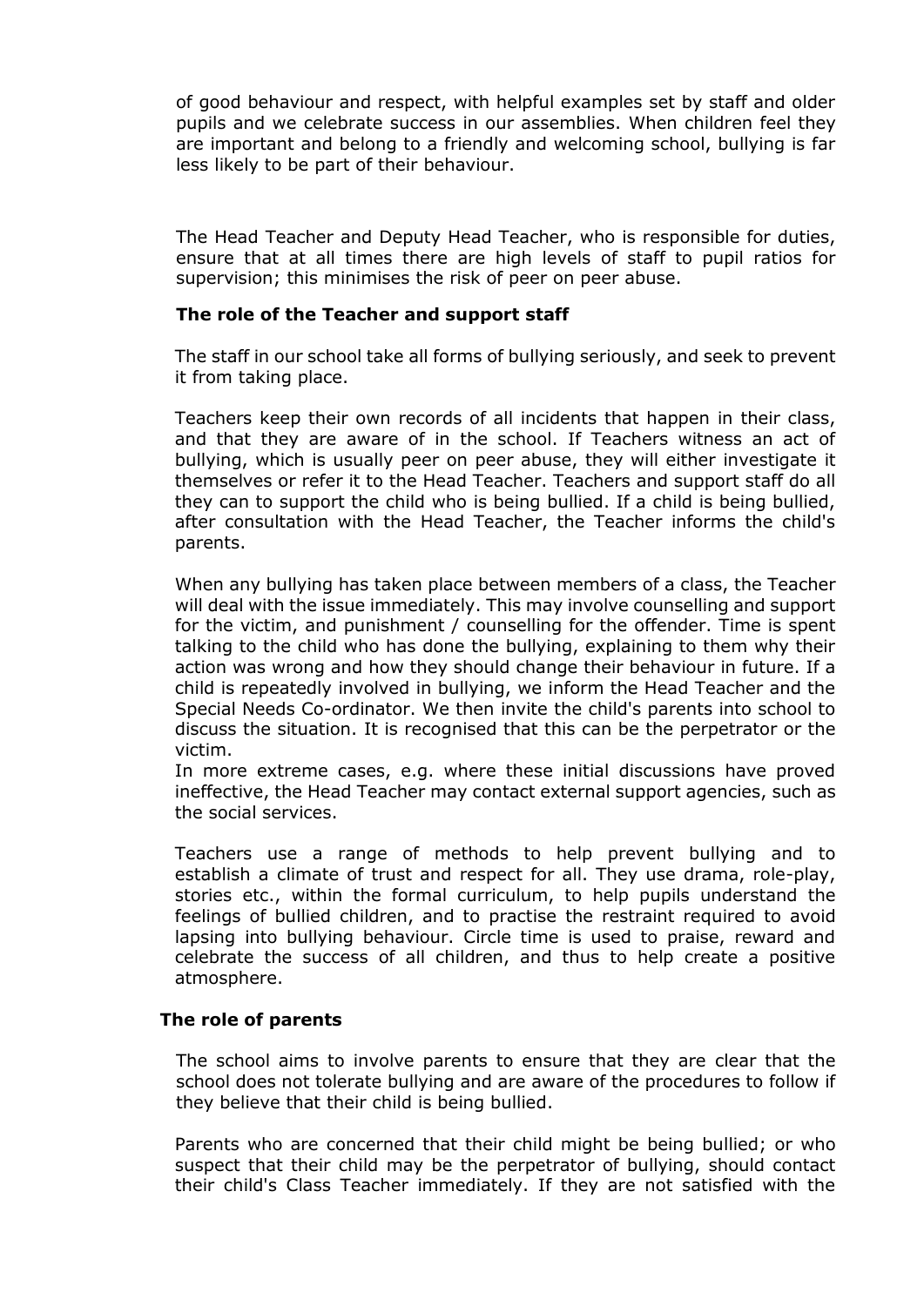of good behaviour and respect, with helpful examples set by staff and older pupils and we celebrate success in our assemblies. When children feel they are important and belong to a friendly and welcoming school, bullying is far less likely to be part of their behaviour.

The Head Teacher and Deputy Head Teacher, who is responsible for duties, ensure that at all times there are high levels of staff to pupil ratios for supervision; this minimises the risk of peer on peer abuse.

**The role of the Teacher and support staff**

The staff in our school take all forms of bullying seriously, and seek to prevent it from taking place.

Teachers keep their own records of all incidents that happen in their class, and that they are aware of in the school. If Teachers witness an act of bullying, which is usually peer on peer abuse, they will either investigate it themselves or refer it to the Head Teacher. Teachers and support staff do all they can to support the child who is being bullied. If a child is being bullied, after consultation with the Head Teacher, the Teacher informs the child's parents.

When any bullying has taken place between members of a class, the Teacher will deal with the issue immediately. This may involve counselling and support for the victim, and punishment / counselling for the offender. Time is spent talking to the child who has done the bullying, explaining to them why their action was wrong and how they should change their behaviour in future. If a child is repeatedly involved in bullying, we inform the Head Teacher and the Special Needs Co-ordinator. We then invite the child's parents into school to discuss the situation. It is recognised that this can be the perpetrator or the victim.
In more extreme cases, e.g. where these initial discussions have proved ineffective, the Head Teacher may contact external support agencies, such as the social services.

Teachers use a range of methods to help prevent bullying and to establish a climate of trust and respect for all. They use drama, role-play, stories etc., within the formal curriculum, to help pupils understand the feelings of bullied children, and to practise the restraint required to avoid lapsing into bullying behaviour. Circle time is used to praise, reward and celebrate the success of all children, and thus to help create a positive atmosphere.

**The role of parents**

The school aims to involve parents to ensure that they are clear that the school does not tolerate bullying and are aware of the procedures to follow if they believe that their child is being bullied.

Parents who are concerned that their child might be being bullied; or who suspect that their child may be the perpetrator of bullying, should contact their child's Class Teacher immediately. If they are not satisfied with the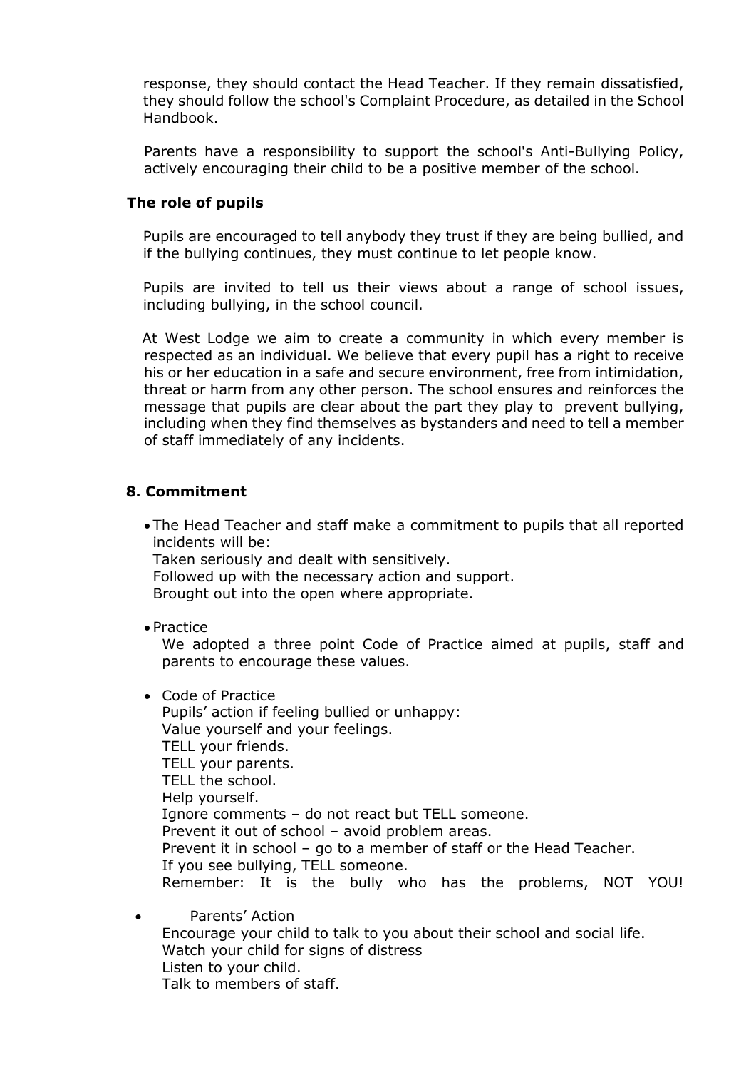response, they should contact the Head Teacher. If they remain dissatisfied, they should follow the school's Complaint Procedure, as detailed in the School Handbook.

Parents have a responsibility to support the school's Anti-Bullying Policy, actively encouraging their child to be a positive member of the school.

### The role of pupils

Pupils are encouraged to tell anybody they trust if they are being bullied, and if the bullying continues, they must continue to let people know.

Pupils are invited to tell us their views about a range of school issues, including bullying, in the school council.

At West Lodge we aim to create a community in which every member is respected as an individual. We believe that every pupil has a right to receive his or her education in a safe and secure environment, free from intimidation, threat or harm from any other person. The school ensures and reinforces the message that pupils are clear about the part they play to prevent bullying, including when they find themselves as bystanders and need to tell a member of staff immediately of any incidents.

## 8. Commitment

- The Head Teacher and staff make a commitment to pupils that all reported incidents will be:
  Taken seriously and dealt with sensitively.
  Followed up with the necessary action and support.
  Brought out into the open where appropriate.

- Practice
  We adopted a three point Code of Practice aimed at pupils, staff and parents to encourage these values.

- Code of Practice
  Pupils' action if feeling bullied or unhappy:
  Value yourself and your feelings.
  TELL your friends.
  TELL your parents.
  TELL the school.
  Help yourself.
  Ignore comments – do not react but TELL someone.
  Prevent it out of school – avoid problem areas.
  Prevent it in school – go to a member of staff or the Head Teacher.
  If you see bullying, TELL someone.
  Remember: It is the bully who has the problems, NOT YOU!

- Parents' Action
  Encourage your child to talk to you about their school and social life.
  Watch your child for signs of distress
  Listen to your child.
  Talk to members of staff.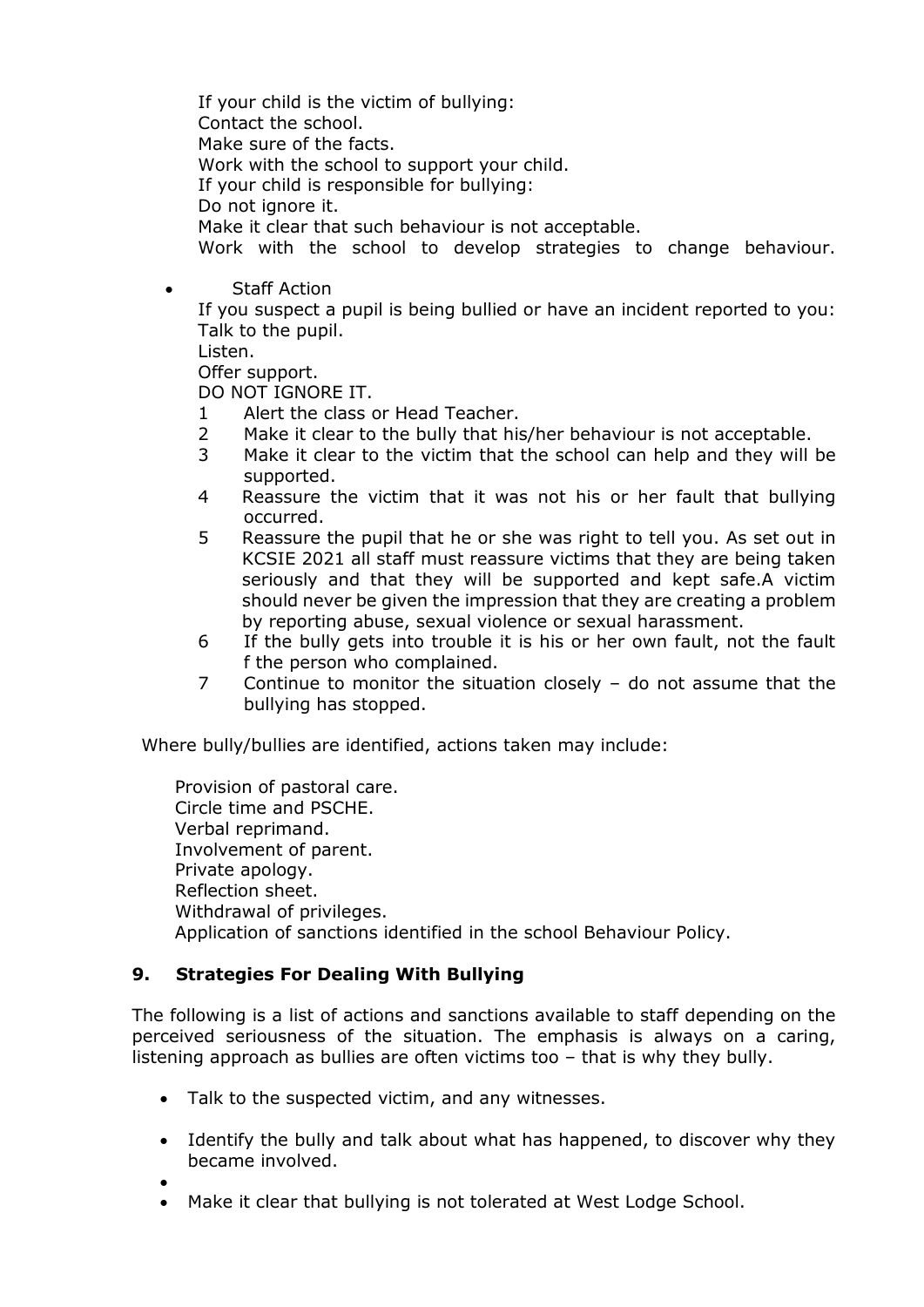If your child is the victim of bullying:
Contact the school.
Make sure of the facts.
Work with the school to support your child.
If your child is responsible for bullying:
Do not ignore it.
Make it clear that such behaviour is not acceptable.
Work with the school to develop strategies to change behaviour.

- Staff Action

If you suspect a pupil is being bullied or have an incident reported to you:
Talk to the pupil.
Listen.
Offer support.
DO NOT IGNORE IT.

1. Alert the class or Head Teacher.
2. Make it clear to the bully that his/her behaviour is not acceptable.
3. Make it clear to the victim that the school can help and they will be supported.
4. Reassure the victim that it was not his or her fault that bullying occurred.
5. Reassure the pupil that he or she was right to tell you. As set out in KCSIE 2021 all staff must reassure victims that they are being taken seriously and that they will be supported and kept safe.A victim should never be given the impression that they are creating a problem by reporting abuse, sexual violence or sexual harassment.
6. If the bully gets into trouble it is his or her own fault, not the fault f the person who complained.
7. Continue to monitor the situation closely – do not assume that the bullying has stopped.

Where bully/bullies are identified, actions taken may include:

Provision of pastoral care.
Circle time and PSCHE.
Verbal reprimand.
Involvement of parent.
Private apology.
Reflection sheet.
Withdrawal of privileges.
Application of sanctions identified in the school Behaviour Policy.

## 9. Strategies For Dealing With Bullying

The following is a list of actions and sanctions available to staff depending on the perceived seriousness of the situation. The emphasis is always on a caring, listening approach as bullies are often victims too – that is why they bully.

- Talk to the suspected victim, and any witnesses.
- Identify the bully and talk about what has happened, to discover why they became involved.
- Make it clear that bullying is not tolerated at West Lodge School.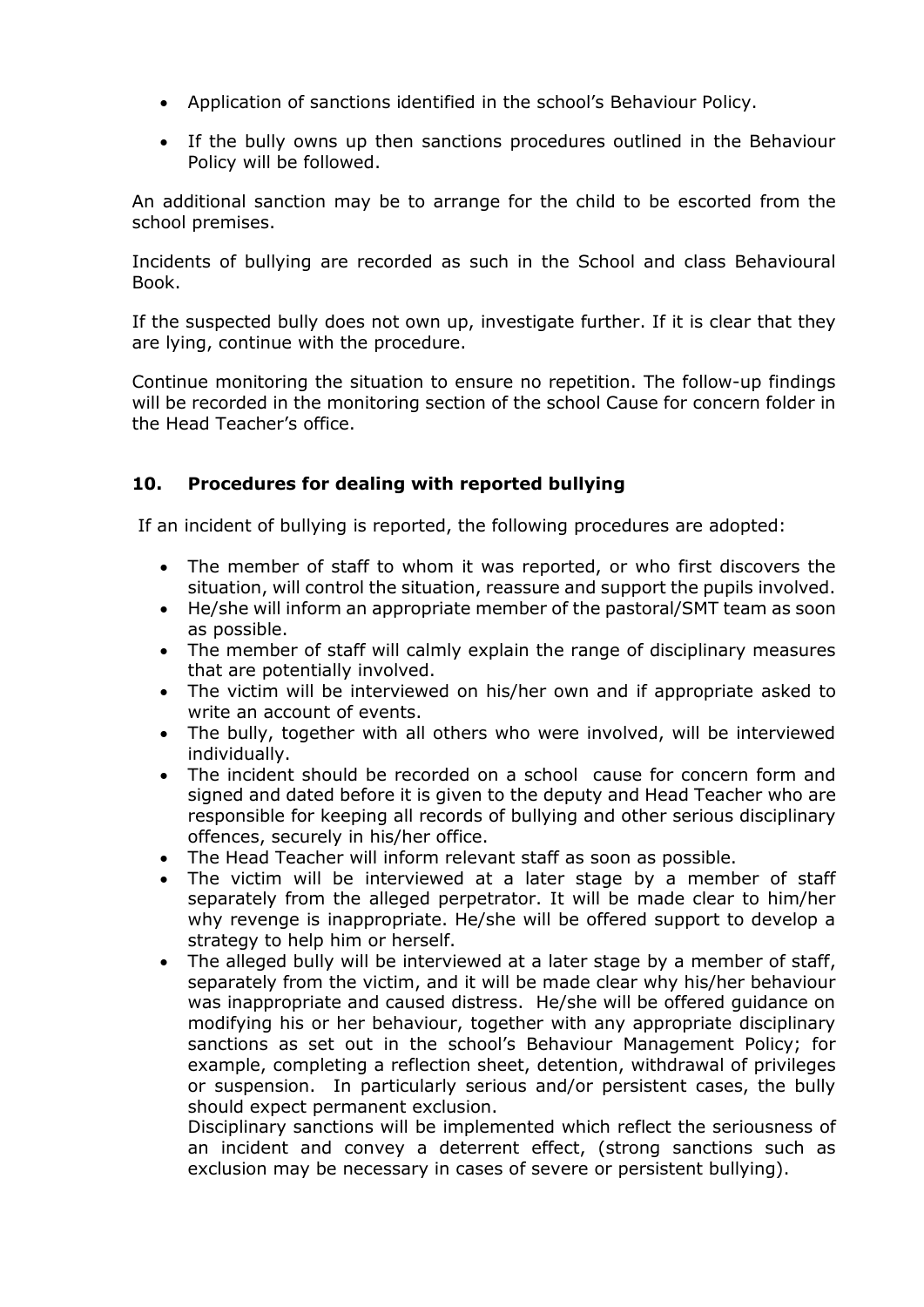- Application of sanctions identified in the school's Behaviour Policy.
- If the bully owns up then sanctions procedures outlined in the Behaviour Policy will be followed.

An additional sanction may be to arrange for the child to be escorted from the school premises.

Incidents of bullying are recorded as such in the School and class Behavioural Book.

If the suspected bully does not own up, investigate further. If it is clear that they are lying, continue with the procedure.

Continue monitoring the situation to ensure no repetition. The follow-up findings will be recorded in the monitoring section of the school Cause for concern folder in the Head Teacher's office.

## 10. Procedures for dealing with reported bullying

If an incident of bullying is reported, the following procedures are adopted:

- The member of staff to whom it was reported, or who first discovers the situation, will control the situation, reassure and support the pupils involved.
- He/she will inform an appropriate member of the pastoral/SMT team as soon as possible.
- The member of staff will calmly explain the range of disciplinary measures that are potentially involved.
- The victim will be interviewed on his/her own and if appropriate asked to write an account of events.
- The bully, together with all others who were involved, will be interviewed individually.
- The incident should be recorded on a school cause for concern form and signed and dated before it is given to the deputy and Head Teacher who are responsible for keeping all records of bullying and other serious disciplinary offences, securely in his/her office.
- The Head Teacher will inform relevant staff as soon as possible.
- The victim will be interviewed at a later stage by a member of staff separately from the alleged perpetrator. It will be made clear to him/her why revenge is inappropriate. He/she will be offered support to develop a strategy to help him or herself.
- The alleged bully will be interviewed at a later stage by a member of staff, separately from the victim, and it will be made clear why his/her behaviour was inappropriate and caused distress. He/she will be offered guidance on modifying his or her behaviour, together with any appropriate disciplinary sanctions as set out in the school's Behaviour Management Policy; for example, completing a reflection sheet, detention, withdrawal of privileges or suspension. In particularly serious and/or persistent cases, the bully should expect permanent exclusion.

  Disciplinary sanctions will be implemented which reflect the seriousness of an incident and convey a deterrent effect, (strong sanctions such as exclusion may be necessary in cases of severe or persistent bullying).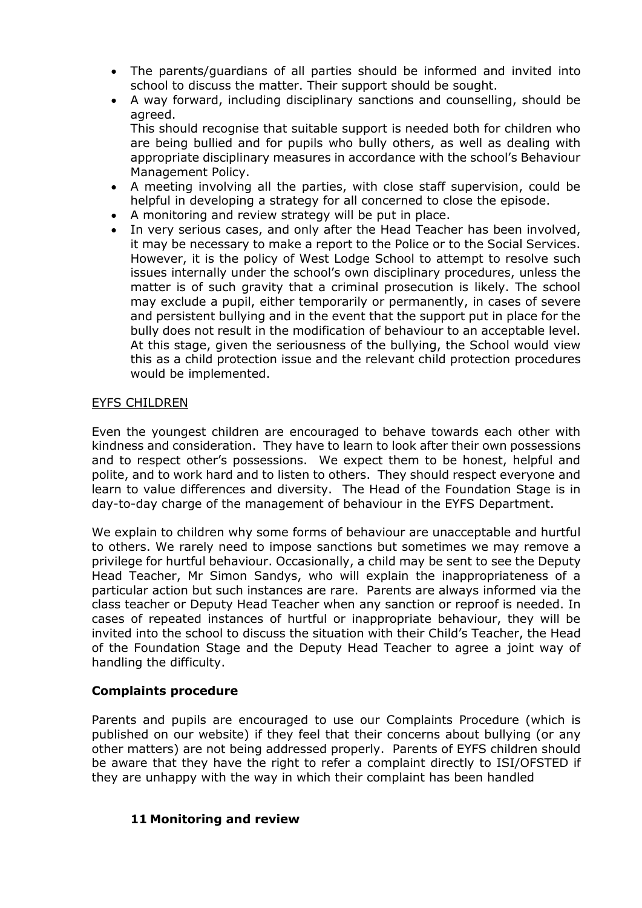- The parents/guardians of all parties should be informed and invited into school to discuss the matter. Their support should be sought.
- A way forward, including disciplinary sanctions and counselling, should be agreed.
  This should recognise that suitable support is needed both for children who are being bullied and for pupils who bully others, as well as dealing with appropriate disciplinary measures in accordance with the school's Behaviour Management Policy.
- A meeting involving all the parties, with close staff supervision, could be helpful in developing a strategy for all concerned to close the episode.
- A monitoring and review strategy will be put in place.
- In very serious cases, and only after the Head Teacher has been involved, it may be necessary to make a report to the Police or to the Social Services. However, it is the policy of West Lodge School to attempt to resolve such issues internally under the school's own disciplinary procedures, unless the matter is of such gravity that a criminal prosecution is likely. The school may exclude a pupil, either temporarily or permanently, in cases of severe and persistent bullying and in the event that the support put in place for the bully does not result in the modification of behaviour to an acceptable level. At this stage, given the seriousness of the bullying, the School would view this as a child protection issue and the relevant child protection procedures would be implemented.

EYFS CHILDREN

Even the youngest children are encouraged to behave towards each other with kindness and consideration. They have to learn to look after their own possessions and to respect other's possessions. We expect them to be honest, helpful and polite, and to work hard and to listen to others. They should respect everyone and learn to value differences and diversity. The Head of the Foundation Stage is in day-to-day charge of the management of behaviour in the EYFS Department.

We explain to children why some forms of behaviour are unacceptable and hurtful to others. We rarely need to impose sanctions but sometimes we may remove a privilege for hurtful behaviour. Occasionally, a child may be sent to see the Deputy Head Teacher, Mr Simon Sandys, who will explain the inappropriateness of a particular action but such instances are rare. Parents are always informed via the class teacher or Deputy Head Teacher when any sanction or reproof is needed. In cases of repeated instances of hurtful or inappropriate behaviour, they will be invited into the school to discuss the situation with their Child's Teacher, the Head of the Foundation Stage and the Deputy Head Teacher to agree a joint way of handling the difficulty.

**Complaints procedure**

Parents and pupils are encouraged to use our Complaints Procedure (which is published on our website) if they feel that their concerns about bullying (or any other matters) are not being addressed properly. Parents of EYFS children should be aware that they have the right to refer a complaint directly to ISI/OFSTED if they are unhappy with the way in which their complaint has been handled

## 11 Monitoring and review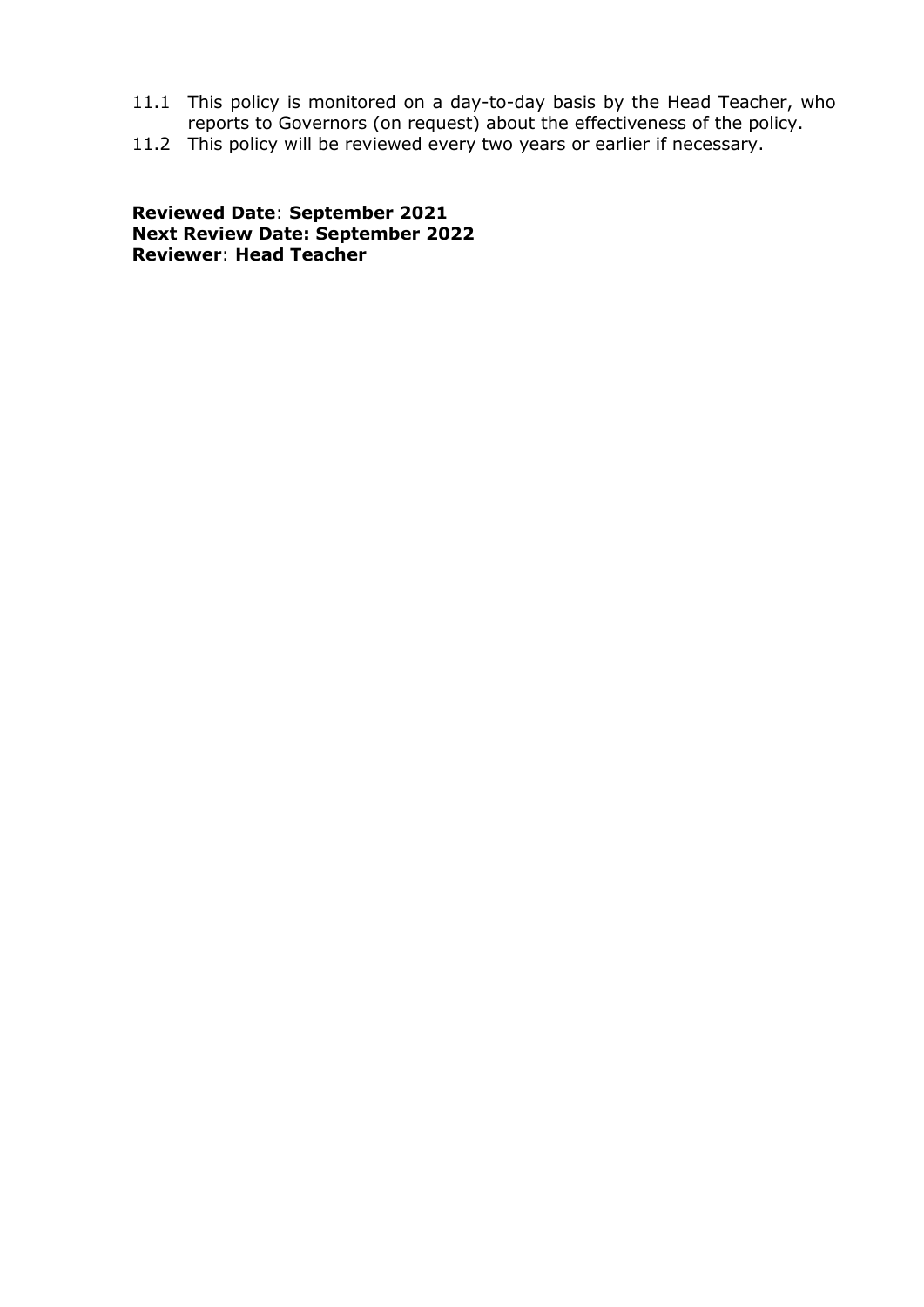11.1 This policy is monitored on a day-to-day basis by the Head Teacher, who reports to Governors (on request) about the effectiveness of the policy.

11.2 This policy will be reviewed every two years or earlier if necessary.

**Reviewed Date**: **September 2021**
**Next Review Date: September 2022**
**Reviewer**: **Head Teacher**